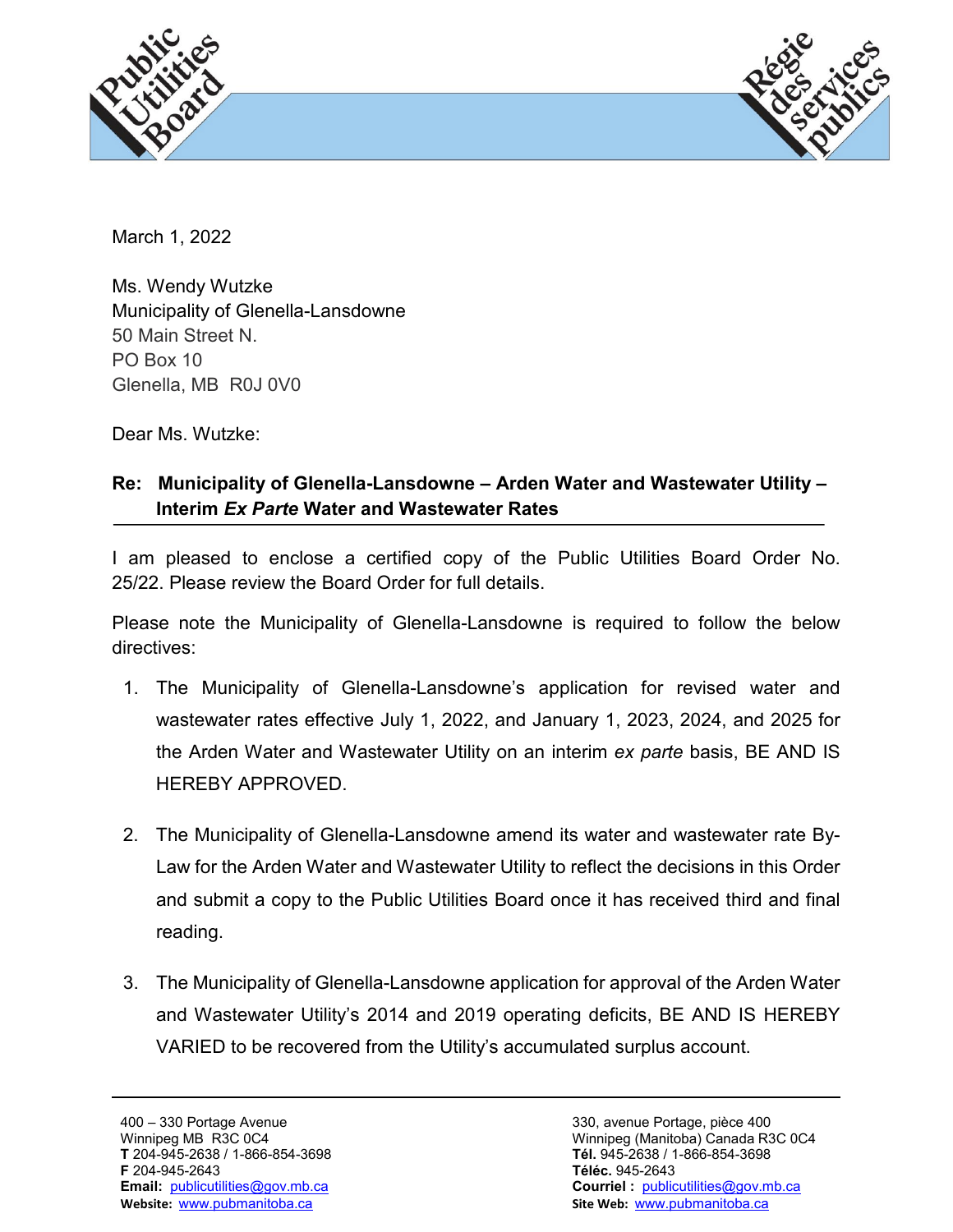March 1, 2022

Ms. Wendy Wutzke
Municipality of Glenella-Lansdowne
50 Main Street N.
PO Box 10
Glenella, MB  R0J 0V0

Dear Ms. Wutzke:

**Re: Municipality of Glenella-Lansdowne – Arden Water and Wastewater Utility – Interim *Ex Parte* Water and Wastewater Rates**

I am pleased to enclose a certified copy of the Public Utilities Board Order No. 25/22. Please review the Board Order for full details.

Please note the Municipality of Glenella-Lansdowne is required to follow the below directives:

1. The Municipality of Glenella-Lansdowne's application for revised water and wastewater rates effective July 1, 2022, and January 1, 2023, 2024, and 2025 for the Arden Water and Wastewater Utility on an interim *ex parte* basis, BE AND IS HEREBY APPROVED.

2. The Municipality of Glenella-Lansdowne amend its water and wastewater rate By-Law for the Arden Water and Wastewater Utility to reflect the decisions in this Order and submit a copy to the Public Utilities Board once it has received third and final reading.

3. The Municipality of Glenella-Lansdowne application for approval of the Arden Water and Wastewater Utility's 2014 and 2019 operating deficits, BE AND IS HEREBY VARIED to be recovered from the Utility's accumulated surplus account.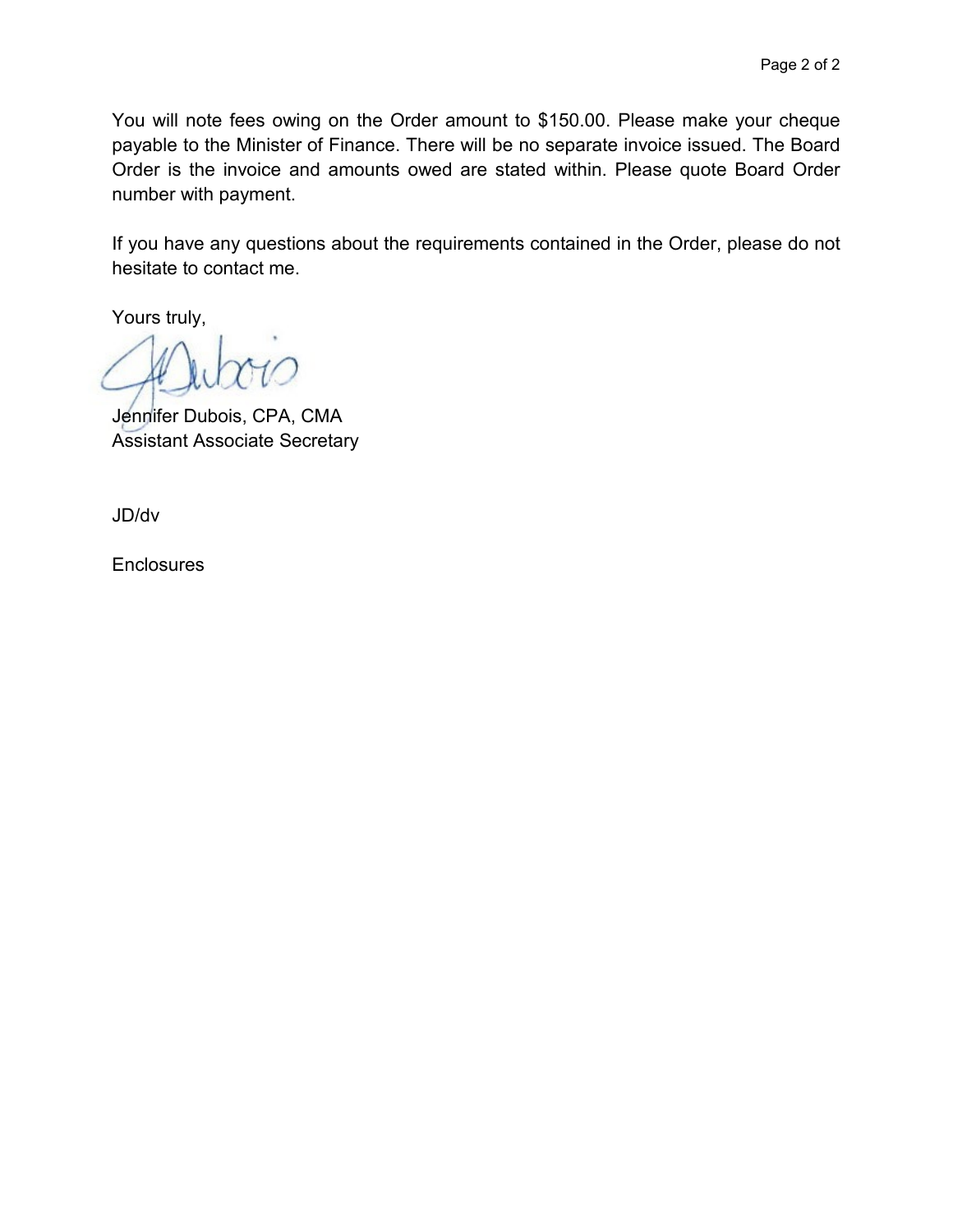You will note fees owing on the Order amount to $150.00. Please make your cheque payable to the Minister of Finance. There will be no separate invoice issued. The Board Order is the invoice and amounts owed are stated within. Please quote Board Order number with payment.

If you have any questions about the requirements contained in the Order, please do not hesitate to contact me.

Yours truly,

Jennifer Dubois, CPA, CMA
Assistant Associate Secretary

JD/dv

Enclosures